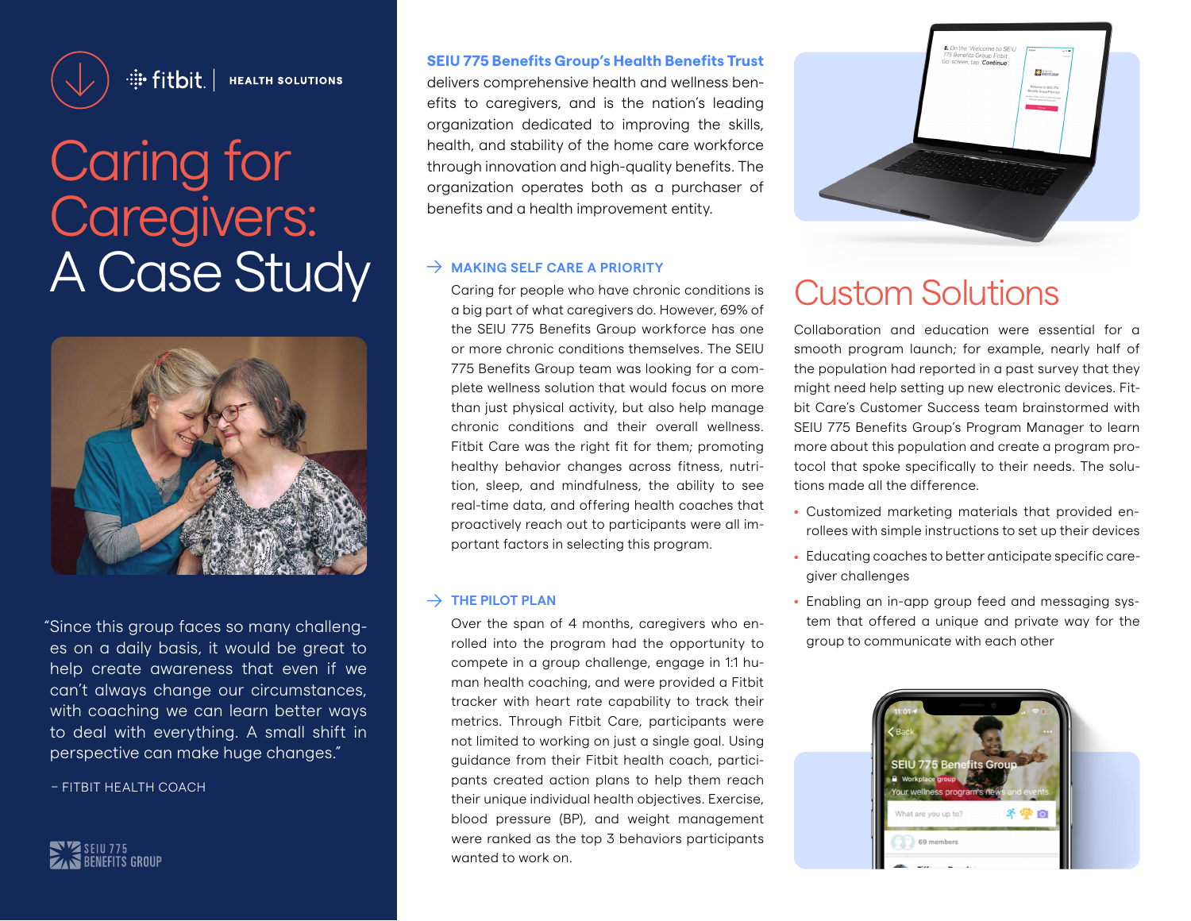fitbit | HEALTH SOLUTIONS

# Caring for Caregivers: A Case Study

"Since this group faces so many challenges on a daily basis, it would be great to help create awareness that even if we can't always change our circumstances, with coaching we can learn better ways to deal with everything. A small shift in perspective can make huge changes."

– FITBIT HEALTH COACH

SEIU 775 BENEFITS GROUP

**SEIU 775 Benefits Group's Health Benefits Trust** delivers comprehensive health and wellness benefits to caregivers, and is the nation's leading organization dedicated to improving the skills, health, and stability of the home care workforce through innovation and high-quality benefits. The organization operates both as a purchaser of benefits and a health improvement entity.

### → MAKING SELF CARE A PRIORITY

Caring for people who have chronic conditions is a big part of what caregivers do. However, 69% of the SEIU 775 Benefits Group workforce has one or more chronic conditions themselves. The SEIU 775 Benefits Group team was looking for a complete wellness solution that would focus on more than just physical activity, but also help manage chronic conditions and their overall wellness. Fitbit Care was the right fit for them; promoting healthy behavior changes across fitness, nutrition, sleep, and mindfulness, the ability to see real-time data, and offering health coaches that proactively reach out to participants were all important factors in selecting this program.

### → THE PILOT PLAN

Over the span of 4 months, caregivers who enrolled into the program had the opportunity to compete in a group challenge, engage in 1:1 human health coaching, and were provided a Fitbit tracker with heart rate capability to track their metrics. Through Fitbit Care, participants were not limited to working on just a single goal. Using guidance from their Fitbit health coach, participants created action plans to help them reach their unique individual health objectives. Exercise, blood pressure (BP), and weight management were ranked as the top 3 behaviors participants wanted to work on.

## Custom Solutions

Collaboration and education were essential for a smooth program launch; for example, nearly half of the population had reported in a past survey that they might need help setting up new electronic devices. Fitbit Care's Customer Success team brainstormed with SEIU 775 Benefits Group's Program Manager to learn more about this population and create a program protocol that spoke specifically to their needs. The solutions made all the difference.

- Customized marketing materials that provided enrollees with simple instructions to set up their devices
- Educating coaches to better anticipate specific caregiver challenges
- Enabling an in-app group feed and messaging system that offered a unique and private way for the group to communicate with each other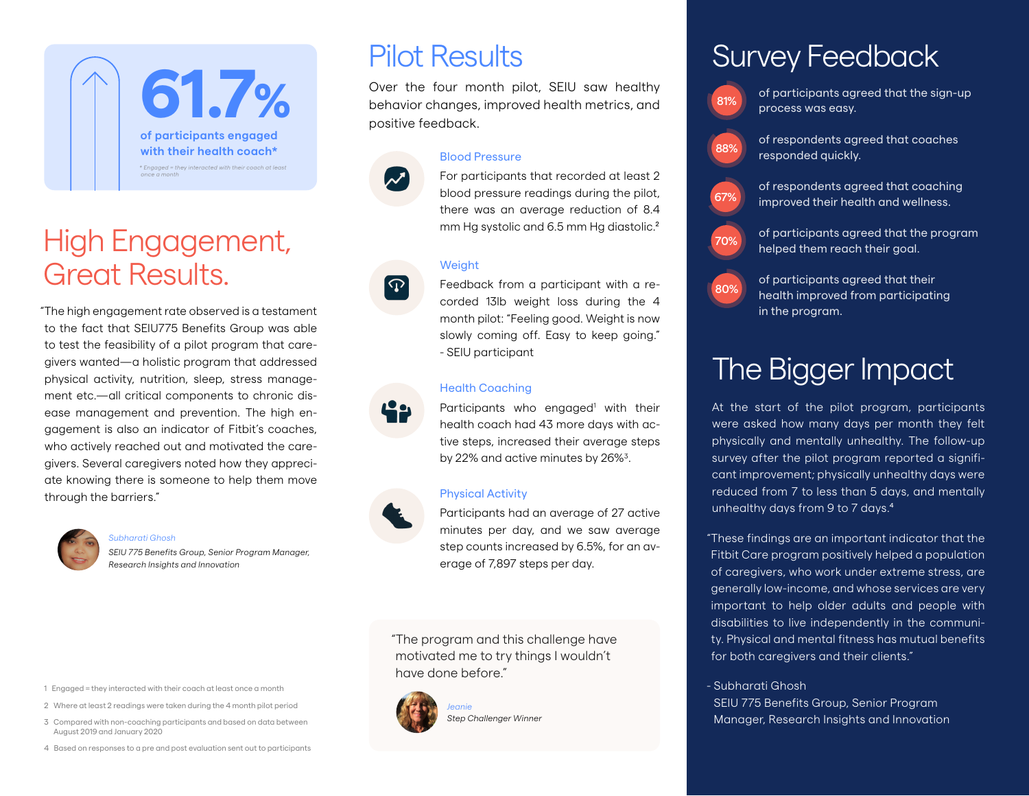**61.7%**

**of participants engaged with their health coach***

*\* Engaged = they interacted with their coach at least once a month*

# High Engagement, Great Results.

"The high engagement rate observed is a testament to the fact that SEIU775 Benefits Group was able to test the feasibility of a pilot program that caregivers wanted—a holistic program that addressed physical activity, nutrition, sleep, stress management etc.—all critical components to chronic disease management and prevention. The high engagement is also an indicator of Fitbit's coaches, who actively reached out and motivated the caregivers. Several caregivers noted how they appreciate knowing there is someone to help them move through the barriers."

*Subharati Ghosh*
*SEIU 775 Benefits Group, Senior Program Manager, Research Insights and Innovation*

# Pilot Results

Over the four month pilot, SEIU saw healthy behavior changes, improved health metrics, and positive feedback.

### Blood Pressure

For participants that recorded at least 2 blood pressure readings during the pilot, there was an average reduction of 8.4 mm Hg systolic and 6.5 mm Hg diastolic.[2]

### Weight

Feedback from a participant with a recorded 13lb weight loss during the 4 month pilot: "Feeling good. Weight is now slowly coming off. Easy to keep going." - SEIU participant

### Health Coaching

Participants who engaged[1] with their health coach had 43 more days with active steps, increased their average steps by 22% and active minutes by 26%[3].

### Physical Activity

Participants had an average of 27 active minutes per day, and we saw average step counts increased by 6.5%, for an average of 7,897 steps per day.

"The program and this challenge have motivated me to try things I wouldn't have done before."

*Jeanie*
*Step Challenger Winner*

# Survey Feedback

- **81%** of participants agreed that the sign-up process was easy.
- **88%** of respondents agreed that coaches responded quickly.
- **67%** of respondents agreed that coaching improved their health and wellness.
- **70%** of participants agreed that the program helped them reach their goal.
- **80%** of participants agreed that their health improved from participating in the program.

# The Bigger Impact

At the start of the pilot program, participants were asked how many days per month they felt physically and mentally unhealthy. The follow-up survey after the pilot program reported a significant improvement; physically unhealthy days were reduced from 7 to less than 5 days, and mentally unhealthy days from 9 to 7 days.[4]

"These findings are an important indicator that the Fitbit Care program positively helped a population of caregivers, who work under extreme stress, are generally low-income, and whose services are very important to help older adults and people with disabilities to live independently in the community. Physical and mental fitness has mutual benefits for both caregivers and their clients."

- Subharati Ghosh
SEIU 775 Benefits Group, Senior Program Manager, Research Insights and Innovation

---

1 Engaged = they interacted with their coach at least once a month

2 Where at least 2 readings were taken during the 4 month pilot period

3 Compared with non-coaching participants and based on data between August 2019 and January 2020

4 Based on responses to a pre and post evaluation sent out to participants